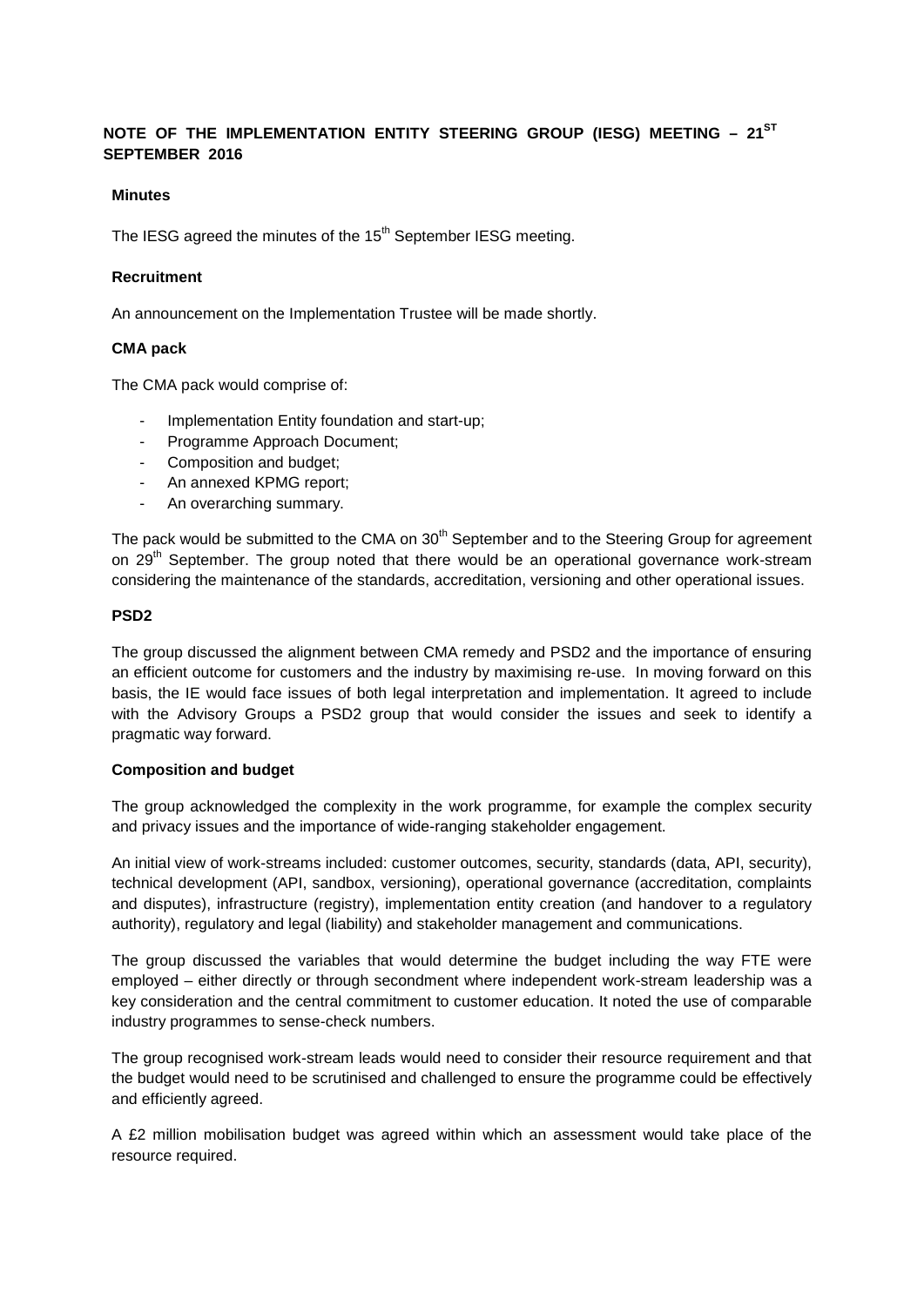# NOTE OF THE IMPLEMENTATION ENTITY STEERING GROUP (IESG) MEETING – 21ST SEPTEMBER 2016

### Minutes

The IESG agreed the minutes of the 15th September IESG meeting.

### Recruitment

An announcement on the Implementation Trustee will be made shortly.

### CMA pack

The CMA pack would comprise of:

- Implementation Entity foundation and start-up;
- Programme Approach Document;
- Composition and budget;
- An annexed KPMG report;
- An overarching summary.

The pack would be submitted to the CMA on 30th September and to the Steering Group for agreement on 29th September. The group noted that there would be an operational governance work-stream considering the maintenance of the standards, accreditation, versioning and other operational issues.

### PSD2

The group discussed the alignment between CMA remedy and PSD2 and the importance of ensuring an efficient outcome for customers and the industry by maximising re-use. In moving forward on this basis, the IE would face issues of both legal interpretation and implementation. It agreed to include with the Advisory Groups a PSD2 group that would consider the issues and seek to identify a pragmatic way forward.

### Composition and budget

The group acknowledged the complexity in the work programme, for example the complex security and privacy issues and the importance of wide-ranging stakeholder engagement.

An initial view of work-streams included: customer outcomes, security, standards (data, API, security), technical development (API, sandbox, versioning), operational governance (accreditation, complaints and disputes), infrastructure (registry), implementation entity creation (and handover to a regulatory authority), regulatory and legal (liability) and stakeholder management and communications.

The group discussed the variables that would determine the budget including the way FTE were employed – either directly or through secondment where independent work-stream leadership was a key consideration and the central commitment to customer education. It noted the use of comparable industry programmes to sense-check numbers.

The group recognised work-stream leads would need to consider their resource requirement and that the budget would need to be scrutinised and challenged to ensure the programme could be effectively and efficiently agreed.

A £2 million mobilisation budget was agreed within which an assessment would take place of the resource required.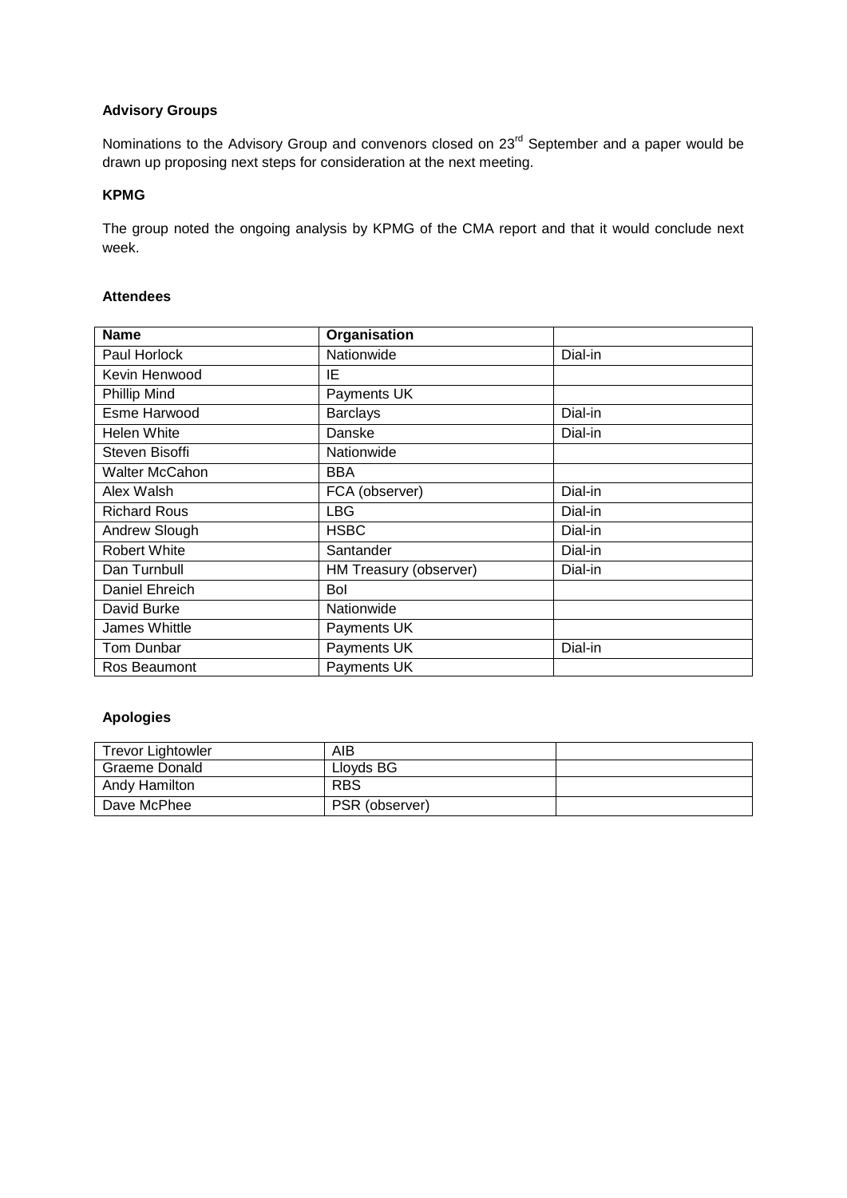### Advisory Groups

Nominations to the Advisory Group and convenors closed on 23rd September and a paper would be drawn up proposing next steps for consideration at the next meeting.

### KPMG

The group noted the ongoing analysis by KPMG of the CMA report and that it would conclude next week.

### Attendees

| Name | Organisation | |
|---|---|---|
| Paul Horlock | Nationwide | Dial-in |
| Kevin Henwood | IE | |
| Phillip Mind | Payments UK | |
| Esme Harwood | Barclays | Dial-in |
| Helen White | Danske | Dial-in |
| Steven Bisoffi | Nationwide | |
| Walter McCahon | BBA | |
| Alex Walsh | FCA (observer) | Dial-in |
| Richard Rous | LBG | Dial-in |
| Andrew Slough | HSBC | Dial-in |
| Robert White | Santander | Dial-in |
| Dan Turnbull | HM Treasury (observer) | Dial-in |
| Daniel Ehreich | BoI | |
| David Burke | Nationwide | |
| James Whittle | Payments UK | |
| Tom Dunbar | Payments UK | Dial-in |
| Ros Beaumont | Payments UK | |

### Apologies

| | | |
|---|---|---|
| Trevor Lightowler | AIB | |
| Graeme Donald | Lloyds BG | |
| Andy Hamilton | RBS | |
| Dave McPhee | PSR (observer) | |